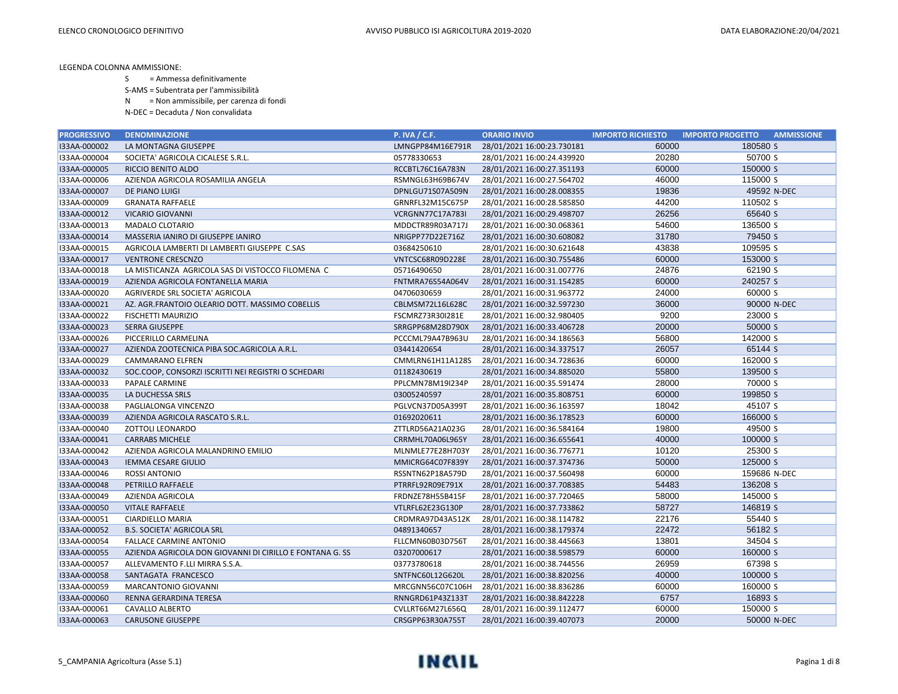LEGENDA COLONNA AMMISSIONE:

S = Ammessa definitivamente
S-AMS = Subentrata per l'ammissibilità
N = Non ammissibile, per carenza di fondi
N-DEC = Decaduta / Non convalidata

| PROGRESSIVO | DENOMINAZIONE | P. IVA / C.F. | ORARIO INVIO | IMPORTO RICHIESTO | IMPORTO PROGETTO | AMMISSIONE |
|---|---|---|---|---|---|---|
| I33AA-000002 | LA MONTAGNA GIUSEPPE | LMNGPP84M16E791R | 28/01/2021 16:00:23.730181 | 60000 | 180580 | S |
| I33AA-000004 | SOCIETA' AGRICOLA CICALESE S.R.L. | 05778330653 | 28/01/2021 16:00:24.439920 | 20280 | 50700 | S |
| I33AA-000005 | RICCIO BENITO ALDO | RCCBTL76C16A783N | 28/01/2021 16:00:27.351193 | 60000 | 150000 | S |
| I33AA-000006 | AZIENDA AGRICOLA ROSAMILIA ANGELA | RSMNGL63H69B674V | 28/01/2021 16:00:27.564702 | 46000 | 115000 | S |
| I33AA-000007 | DE PIANO LUIGI | DPNLGU71S07A509N | 28/01/2021 16:00:28.008355 | 19836 | 49592 | N-DEC |
| I33AA-000009 | GRANATA RAFFAELE | GRNRFL32M15C675P | 28/01/2021 16:00:28.585850 | 44200 | 110502 | S |
| I33AA-000012 | VICARIO GIOVANNI | VCRGNN77C17A783I | 28/01/2021 16:00:29.498707 | 26256 | 65640 | S |
| I33AA-000013 | MADALO CLOTARIO | MDDCTR89R03A717J | 28/01/2021 16:00:30.068361 | 54600 | 136500 | S |
| I33AA-000014 | MASSERIA IANIRO DI GIUSEPPE IANIRO | NRIGPP77D22E716Z | 28/01/2021 16:00:30.608082 | 31780 | 79450 | S |
| I33AA-000015 | AGRICOLA LAMBERTI DI LAMBERTI GIUSEPPE C.SAS | 03684250610 | 28/01/2021 16:00:30.621648 | 43838 | 109595 | S |
| I33AA-000017 | VENTRONE CRESCNZO | VNTCSC68R09D228E | 28/01/2021 16:00:30.755486 | 60000 | 153000 | S |
| I33AA-000018 | LA MISTICANZA AGRICOLA SAS DI VISTOCCO FILOMENA C | 05716490650 | 28/01/2021 16:00:31.007776 | 24876 | 62190 | S |
| I33AA-000019 | AZIENDA AGRICOLA FONTANELLA MARIA | FNTMRA76S54A064V | 28/01/2021 16:00:31.154285 | 60000 | 240257 | S |
| I33AA-000020 | AGRIVERDE SRL SOCIETA' AGRICOLA | 04706030659 | 28/01/2021 16:00:31.963772 | 24000 | 60000 | S |
| I33AA-000021 | AZ. AGR.FRANTOIO OLEARIO DOTT. MASSIMO COBELLIS | CBLMSM72L16L628C | 28/01/2021 16:00:32.597230 | 36000 | 90000 | N-DEC |
| I33AA-000022 | FISCHETTI MAURIZIO | FSCMRZ73R30I281E | 28/01/2021 16:00:32.980405 | 9200 | 23000 | S |
| I33AA-000023 | SERRA GIUSEPPE | SRRGPP68M28D790X | 28/01/2021 16:00:33.406728 | 20000 | 50000 | S |
| I33AA-000026 | PICCERILLO CARMELINA | PCCCML79A47B963U | 28/01/2021 16:00:34.186563 | 56800 | 142000 | S |
| I33AA-000027 | AZIENDA ZOOTECNICA PIBA SOC.AGRICOLA A.R.L. | 03441420654 | 28/01/2021 16:00:34.337517 | 26057 | 65144 | S |
| I33AA-000029 | CAMMARANO ELFREN | CMMLRN61H11A128S | 28/01/2021 16:00:34.728636 | 60000 | 162000 | S |
| I33AA-000032 | SOC.COOP, CONSORZI ISCRITTI NEI REGISTRI O SCHEDARI | 01182430619 | 28/01/2021 16:00:34.885020 | 55800 | 139500 | S |
| I33AA-000033 | PAPALE CARMINE | PPLCMN78M19I234P | 28/01/2021 16:00:35.591474 | 28000 | 70000 | S |
| I33AA-000035 | LA DUCHESSA SRLS | 03005240597 | 28/01/2021 16:00:35.808751 | 60000 | 199850 | S |
| I33AA-000038 | PAGLIALONGA VINCENZO | PGLVCN37D05A399T | 28/01/2021 16:00:36.163597 | 18042 | 45107 | S |
| I33AA-000039 | AZIENDA AGRICOLA RASCATO S.R.L. | 01692020611 | 28/01/2021 16:00:36.178523 | 60000 | 166000 | S |
| I33AA-000040 | ZOTTOLI LEONARDO | ZTTLRD56A21A023G | 28/01/2021 16:00:36.584164 | 19800 | 49500 | S |
| I33AA-000041 | CARRABS MICHELE | CRRMHL70A06L965Y | 28/01/2021 16:00:36.655641 | 40000 | 100000 | S |
| I33AA-000042 | AZIENDA AGRICOLA MALANDRINO EMILIO | MLNMLE77E28H703Y | 28/01/2021 16:00:36.776771 | 10120 | 25300 | S |
| I33AA-000043 | IEMMA CESARE GIULIO | MMICRG64C07F839Y | 28/01/2021 16:00:37.374736 | 50000 | 125000 | S |
| I33AA-000046 | ROSSI ANTONIO | RSSNTN62P18A579D | 28/01/2021 16:00:37.560498 | 60000 | 159686 | N-DEC |
| I33AA-000048 | PETRILLO RAFFAELE | PTRRFL92R09E791X | 28/01/2021 16:00:37.708385 | 54483 | 136208 | S |
| I33AA-000049 | AZIENDA AGRICOLA | FRDNZE78H55B415F | 28/01/2021 16:00:37.720465 | 58000 | 145000 | S |
| I33AA-000050 | VITALE RAFFAELE | VTLRFL62E23G130P | 28/01/2021 16:00:37.733862 | 58727 | 146819 | S |
| I33AA-000051 | CIARDIELLO MARIA | CRDMRA97D43A512K | 28/01/2021 16:00:38.114782 | 22176 | 55440 | S |
| I33AA-000052 | B.S. SOCIETA' AGRICOLA SRL | 04891340657 | 28/01/2021 16:00:38.179374 | 22472 | 56182 | S |
| I33AA-000054 | FALLACE CARMINE ANTONIO | FLLCMN60B03D756T | 28/01/2021 16:00:38.445663 | 13801 | 34504 | S |
| I33AA-000055 | AZIENDA AGRICOLA DON GIOVANNI DI CIRILLO E FONTANA G. SS | 03207000617 | 28/01/2021 16:00:38.598579 | 60000 | 160000 | S |
| I33AA-000057 | ALLEVAMENTO F.LLI MIRRA S.S.A. | 03773780618 | 28/01/2021 16:00:38.744556 | 26959 | 67398 | S |
| I33AA-000058 | SANTAGATA FRANCESCO | SNTFNC60L12G620L | 28/01/2021 16:00:38.820256 | 40000 | 100000 | S |
| I33AA-000059 | MARCANTONIO GIOVANNI | MRCGNN56C07C106H | 28/01/2021 16:00:38.836286 | 60000 | 160000 | S |
| I33AA-000060 | RENNA GERARDINA TERESA | RNNGRD61P43Z133T | 28/01/2021 16:00:38.842228 | 6757 | 16893 | S |
| I33AA-000061 | CAVALLO ALBERTO | CVLLRT66M27L656Q | 28/01/2021 16:00:39.112477 | 60000 | 150000 | S |
| I33AA-000063 | CARUSONE GIUSEPPE | CRSGPP63R30A755T | 28/01/2021 16:00:39.407073 | 20000 | 50000 | N-DEC |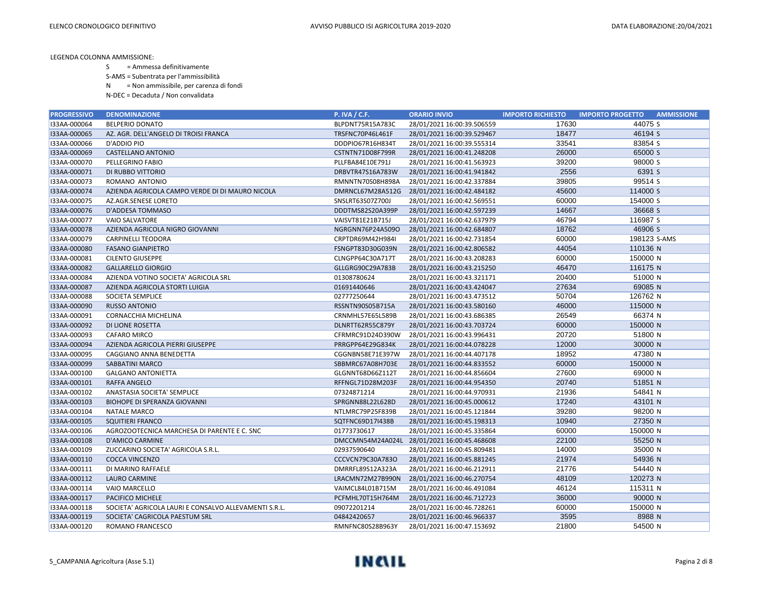LEGENDA COLONNA AMMISSIONE:

S = Ammessa definitivamente

S-AMS = Subentrata per l'ammissibilità

N = Non ammissibile, per carenza di fondi

N-DEC = Decaduta / Non convalidata

| PROGRESSIVO | DENOMINAZIONE | P. IVA / C.F. | ORARIO INVIO | IMPORTO RICHIESTO | IMPORTO PROGETTO | AMMISSIONE |
|---|---|---|---|---|---|---|
| I33AA-000064 | BELPERIO DONATO | BLPDNT75R15A783C | 28/01/2021 16:00:39.506559 | 17630 | 44075 | S |
| I33AA-000065 | AZ. AGR. DELL'ANGELO DI TROISI FRANCA | TRSFNC70P46L461F | 28/01/2021 16:00:39.529467 | 18477 | 46194 | S |
| I33AA-000066 | D'ADDIO PIO | DDDPIO67R16H834T | 28/01/2021 16:00:39.555314 | 33541 | 83854 | S |
| I33AA-000069 | CASTELLANO ANTONIO | CSTNTN71D08F799R | 28/01/2021 16:00:41.248208 | 26000 | 65000 | S |
| I33AA-000070 | PELLEGRINO FABIO | PLLFBA84E10E791J | 28/01/2021 16:00:41.563923 | 39200 | 98000 | S |
| I33AA-000071 | DI RUBBO VITTORIO | DRBVTR47S16A783W | 28/01/2021 16:00:41.941842 | 2556 | 6391 | S |
| I33AA-000073 | ROMANO ANTONIO | RMNNTN70S08H898A | 28/01/2021 16:00:42.337884 | 39805 | 99514 | S |
| I33AA-000074 | AZIENDA AGRICOLA CAMPO VERDE DI DI MAURO NICOLA | DMRNCL67M28A512G | 28/01/2021 16:00:42.484182 | 45600 | 114000 | S |
| I33AA-000075 | AZ.AGR.SENESE LORETO | SNSLRT63S07Z700J | 28/01/2021 16:00:42.569551 | 60000 | 154000 | S |
| I33AA-000076 | D'ADDESA TOMMASO | DDDTMS82S20A399P | 28/01/2021 16:00:42.597239 | 14667 | 36668 | S |
| I33AA-000077 | VAIO SALVATORE | VAISVT81E21B715J | 28/01/2021 16:00:42.637979 | 46794 | 116987 | S |
| I33AA-000078 | AZIENDA AGRICOLA NIGRO GIOVANNI | NGRGNN76P24A509O | 28/01/2021 16:00:42.684807 | 18762 | 46906 | S |
| I33AA-000079 | CARPINELLI TEODORA | CRPTDR69M42H984I | 28/01/2021 16:00:42.731854 | 60000 | 198123 | S-AMS |
| I33AA-000080 | FASANO GIANPIETRO | FSNGPT83D30G039N | 28/01/2021 16:00:42.806582 | 44054 | 110136 | N |
| I33AA-000081 | CILENTO GIUSEPPE | CLNGPP64C30A717T | 28/01/2021 16:00:43.208283 | 60000 | 150000 | N |
| I33AA-000082 | GALLARELLO GIORGIO | GLLGRG90C29A783B | 28/01/2021 16:00:43.215250 | 46470 | 116175 | N |
| I33AA-000084 | AZIENDA VOTINO SOCIETA' AGRICOLA SRL | 01308780624 | 28/01/2021 16:00:43.321171 | 20400 | 51000 | N |
| I33AA-000087 | AZIENDA AGRICOLA STORTI LUIGIA | 01691440646 | 28/01/2021 16:00:43.424047 | 27634 | 69085 | N |
| I33AA-000088 | SOCIETA SEMPLICE | 02777250644 | 28/01/2021 16:00:43.473512 | 50704 | 126762 | N |
| I33AA-000090 | RUSSO ANTONIO | RSSNTN90S05B715A | 28/01/2021 16:00:43.580160 | 46000 | 115000 | N |
| I33AA-000091 | CORNACCHIA MICHELINA | CRNMHL57E65L589B | 28/01/2021 16:00:43.686385 | 26549 | 66374 | N |
| I33AA-000092 | DI LIONE ROSETTA | DLNRTT62R55C879Y | 28/01/2021 16:00:43.703724 | 60000 | 150000 | N |
| I33AA-000093 | CAFARO MIRCO | CFRMRC91D24D390W | 28/01/2021 16:00:43.996431 | 20720 | 51800 | N |
| I33AA-000094 | AZIENDA AGRICOLA PIERRI GIUSEPPE | PRRGPP64E29G834K | 28/01/2021 16:00:44.078228 | 12000 | 30000 | N |
| I33AA-000095 | CAGGIANO ANNA BENEDETTA | CGGNBN58E71E397W | 28/01/2021 16:00:44.407178 | 18952 | 47380 | N |
| I33AA-000099 | SABBATINI MARCO | SBBMRC67A08H703E | 28/01/2021 16:00:44.833552 | 60000 | 150000 | N |
| I33AA-000100 | GALGANO ANTONIETTA | GLGNNT68D66Z112T | 28/01/2021 16:00:44.856604 | 27600 | 69000 | N |
| I33AA-000101 | RAFFA ANGELO | RFFNGL71D28M203F | 28/01/2021 16:00:44.954350 | 20740 | 51851 | N |
| I33AA-000102 | ANASTASIA SOCIETA' SEMPLICE | 07324871214 | 28/01/2021 16:00:44.970931 | 21936 | 54841 | N |
| I33AA-000103 | BIOHOPE DI SPERANZA GIOVANNI | SPRGNN88L22L628D | 28/01/2021 16:00:45.000612 | 17240 | 43101 | N |
| I33AA-000104 | NATALE MARCO | NTLMRC79P25F839B | 28/01/2021 16:00:45.121844 | 39280 | 98200 | N |
| I33AA-000105 | SQUITIERI FRANCO | SQTFNC69D17I438B | 28/01/2021 16:00:45.198313 | 10940 | 27350 | N |
| I33AA-000106 | AGROZOOTECNICA MARCHESA DI PARENTE E C. SNC | 01773730617 | 28/01/2021 16:00:45.335864 | 60000 | 150000 | N |
| I33AA-000108 | D'AMICO CARMINE | DMCCMN54M24A024L | 28/01/2021 16:00:45.468608 | 22100 | 55250 | N |
| I33AA-000109 | ZUCCARINO SOCIETA' AGRICOLA S.R.L. | 02937590640 | 28/01/2021 16:00:45.809481 | 14000 | 35000 | N |
| I33AA-000110 | COCCA VINCENZO | CCCVCN79C30A783O | 28/01/2021 16:00:45.881245 | 21974 | 54936 | N |
| I33AA-000111 | DI MARINO RAFFAELE | DMRRFL89S12A323A | 28/01/2021 16:00:46.212911 | 21776 | 54440 | N |
| I33AA-000112 | LAURO CARMINE | LRACMN72M27B990N | 28/01/2021 16:00:46.270754 | 48109 | 120273 | N |
| I33AA-000114 | VAIO MARCELLO | VAIMCL84L01B715M | 28/01/2021 16:00:46.491084 | 46124 | 115311 | N |
| I33AA-000117 | PACIFICO MICHELE | PCFMHL70T15H764M | 28/01/2021 16:00:46.712723 | 36000 | 90000 | N |
| I33AA-000118 | SOCIETA' AGRICOLA LAURI E CONSALVO ALLEVAMENTI S.R.L. | 09072201214 | 28/01/2021 16:00:46.728261 | 60000 | 150000 | N |
| I33AA-000119 | SOCIETA' CAGRICOLA PAESTUM SRL | 04842420657 | 28/01/2021 16:00:46.966337 | 3595 | 8988 | N |
| I33AA-000120 | ROMANO FRANCESCO | RMNFNC80S28B963Y | 28/01/2021 16:00:47.153692 | 21800 | 54500 | N |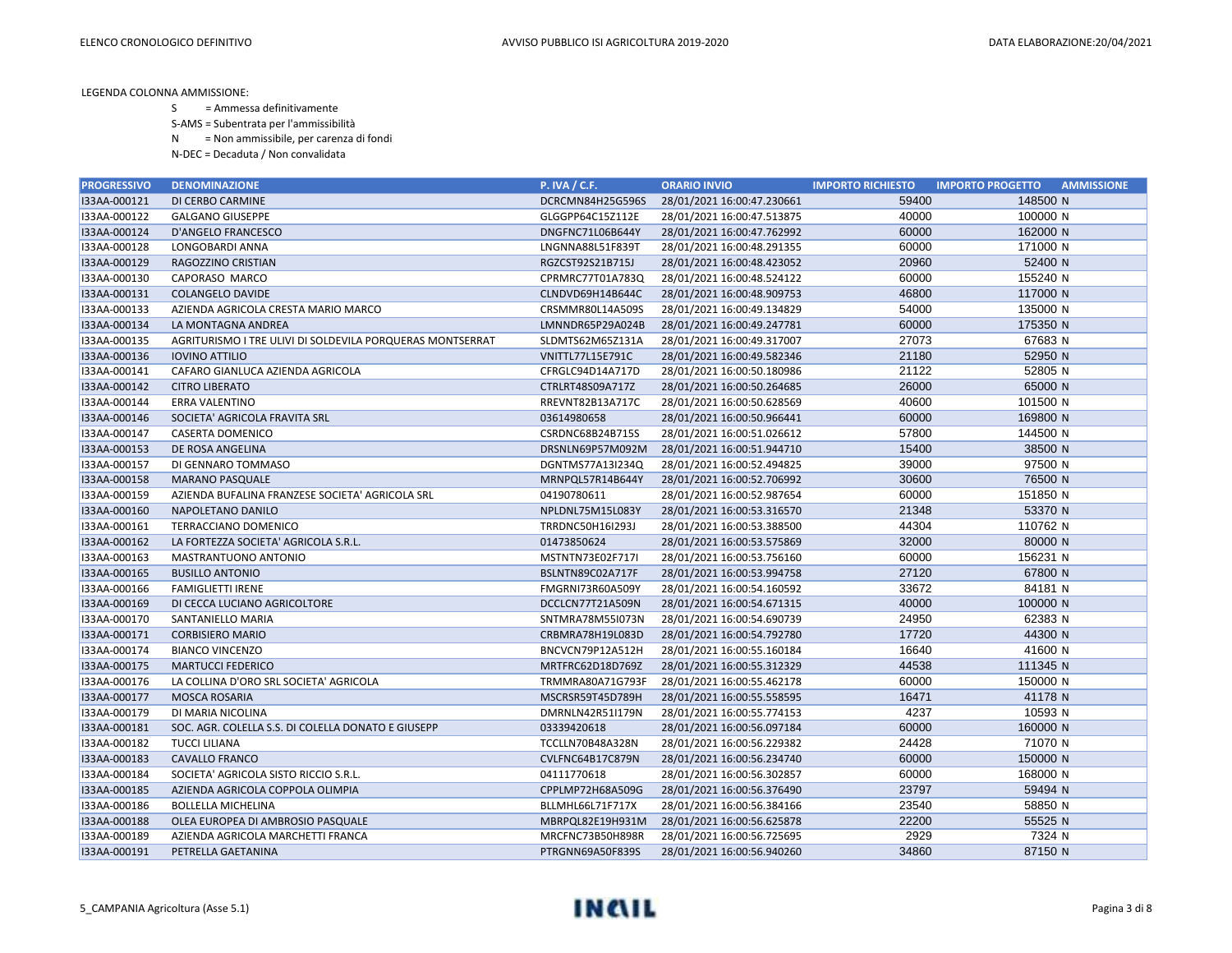LEGENDA COLONNA AMMISSIONE:

S = Ammessa definitivamente

S-AMS = Subentrata per l'ammissibilità

N = Non ammissibile, per carenza di fondi

N-DEC = Decaduta / Non convalidata

| PROGRESSIVO | DENOMINAZIONE | P. IVA / C.F. | ORARIO INVIO | IMPORTO RICHIESTO | IMPORTO PROGETTO | AMMISSIONE |
|---|---|---|---|---|---|---|
| I33AA-000121 | DI CERBO CARMINE | DCRCMN84H25G596S | 28/01/2021 16:00:47.230661 | 59400 | 148500 | N |
| I33AA-000122 | GALGANO GIUSEPPE | GLGGPP64C15Z112E | 28/01/2021 16:00:47.513875 | 40000 | 100000 | N |
| I33AA-000124 | D'ANGELO FRANCESCO | DNGFNC71L06B644Y | 28/01/2021 16:00:47.762992 | 60000 | 162000 | N |
| I33AA-000128 | LONGOBARDI ANNA | LNGNNA88L51F839T | 28/01/2021 16:00:48.291355 | 60000 | 171000 | N |
| I33AA-000129 | RAGOZZINO CRISTIAN | RGZCST92S21B715J | 28/01/2021 16:00:48.423052 | 20960 | 52400 | N |
| I33AA-000130 | CAPORASO MARCO | CPRMRC77T01A783Q | 28/01/2021 16:00:48.524122 | 60000 | 155240 | N |
| I33AA-000131 | COLANGELO DAVIDE | CLNDVD69H14B644C | 28/01/2021 16:00:48.909753 | 46800 | 117000 | N |
| I33AA-000133 | AZIENDA AGRICOLA CRESTA MARIO MARCO | CRSMMR80L14A509S | 28/01/2021 16:00:49.134829 | 54000 | 135000 | N |
| I33AA-000134 | LA MONTAGNA ANDREA | LMNNDR65P29A024B | 28/01/2021 16:00:49.247781 | 60000 | 175350 | N |
| I33AA-000135 | AGRITURISMO I TRE ULIVI DI SOLDEVILA PORQUERAS MONTSERRAT | SLDMTS62M65Z131A | 28/01/2021 16:00:49.317007 | 27073 | 67683 | N |
| I33AA-000136 | IOVINO ATTILIO | VNITTL77L15E791C | 28/01/2021 16:00:49.582346 | 21180 | 52950 | N |
| I33AA-000141 | CAFARO GIANLUCA AZIENDA AGRICOLA | CFRGLC94D14A717D | 28/01/2021 16:00:50.180986 | 21122 | 52805 | N |
| I33AA-000142 | CITRO LIBERATO | CTRLRT48S09A717Z | 28/01/2021 16:00:50.264685 | 26000 | 65000 | N |
| I33AA-000144 | ERRA VALENTINO | RREVNT82B13A717C | 28/01/2021 16:00:50.628569 | 40600 | 101500 | N |
| I33AA-000146 | SOCIETA' AGRICOLA FRAVITA SRL | 03614980658 | 28/01/2021 16:00:50.966441 | 60000 | 169800 | N |
| I33AA-000147 | CASERTA DOMENICO | CSRDNC68B24B715S | 28/01/2021 16:00:51.026612 | 57800 | 144500 | N |
| I33AA-000153 | DE ROSA ANGELINA | DRSNLN69P57M092M | 28/01/2021 16:00:51.944710 | 15400 | 38500 | N |
| I33AA-000157 | DI GENNARO TOMMASO | DGNTMS77A13I234Q | 28/01/2021 16:00:52.494825 | 39000 | 97500 | N |
| I33AA-000158 | MARANO PASQUALE | MRNPQL57R14B644Y | 28/01/2021 16:00:52.706992 | 30600 | 76500 | N |
| I33AA-000159 | AZIENDA BUFALINA FRANZESE SOCIETA' AGRICOLA SRL | 04190780611 | 28/01/2021 16:00:52.987654 | 60000 | 151850 | N |
| I33AA-000160 | NAPOLETANO DANILO | NPLDNL75M15L083Y | 28/01/2021 16:00:53.316570 | 21348 | 53370 | N |
| I33AA-000161 | TERRACCIANO DOMENICO | TRRDNC50H16I293J | 28/01/2021 16:00:53.388500 | 44304 | 110762 | N |
| I33AA-000162 | LA FORTEZZA SOCIETA' AGRICOLA S.R.L. | 01473850624 | 28/01/2021 16:00:53.575869 | 32000 | 80000 | N |
| I33AA-000163 | MASTRANTUONO ANTONIO | MSTNTN73E02F717I | 28/01/2021 16:00:53.756160 | 60000 | 156231 | N |
| I33AA-000165 | BUSILLO ANTONIO | BSLNTN89C02A717F | 28/01/2021 16:00:53.994758 | 27120 | 67800 | N |
| I33AA-000166 | FAMIGLIETTI IRENE | FMGRNI73R60A509Y | 28/01/2021 16:00:54.160592 | 33672 | 84181 | N |
| I33AA-000169 | DI CECCA LUCIANO AGRICOLTORE | DCCLCN77T21A509N | 28/01/2021 16:00:54.671315 | 40000 | 100000 | N |
| I33AA-000170 | SANTANIELLO MARIA | SNTMRA78M55I073N | 28/01/2021 16:00:54.690739 | 24950 | 62383 | N |
| I33AA-000171 | CORBISIERO MARIO | CRBMRA78H19L083D | 28/01/2021 16:00:54.792780 | 17720 | 44300 | N |
| I33AA-000174 | BIANCO VINCENZO | BNCVCN79P12A512H | 28/01/2021 16:00:55.160184 | 16640 | 41600 | N |
| I33AA-000175 | MARTUCCI FEDERICO | MRTFRC62D18D769Z | 28/01/2021 16:00:55.312329 | 44538 | 111345 | N |
| I33AA-000176 | LA COLLINA D'ORO SRL SOCIETA' AGRICOLA | TRMMRA80A71G793F | 28/01/2021 16:00:55.462178 | 60000 | 150000 | N |
| I33AA-000177 | MOSCA ROSARIA | MSCRSR59T45D789H | 28/01/2021 16:00:55.558595 | 16471 | 41178 | N |
| I33AA-000179 | DI MARIA NICOLINA | DMRNLN42R51I179N | 28/01/2021 16:00:55.774153 | 4237 | 10593 | N |
| I33AA-000181 | SOC. AGR. COLELLA S.S. DI COLELLA DONATO E GIUSEPP | 03339420618 | 28/01/2021 16:00:56.097184 | 60000 | 160000 | N |
| I33AA-000182 | TUCCI LILIANA | TCCLLN70B48A328N | 28/01/2021 16:00:56.229382 | 24428 | 71070 | N |
| I33AA-000183 | CAVALLO FRANCO | CVLFNC64B17C879N | 28/01/2021 16:00:56.234740 | 60000 | 150000 | N |
| I33AA-000184 | SOCIETA' AGRICOLA SISTO RICCIO S.R.L. | 04111770618 | 28/01/2021 16:00:56.302857 | 60000 | 168000 | N |
| I33AA-000185 | AZIENDA AGRICOLA COPPOLA OLIMPIA | CPPLMP72H68A509G | 28/01/2021 16:00:56.376490 | 23797 | 59494 | N |
| I33AA-000186 | BOLLELLA MICHELINA | BLLMHL66L71F717X | 28/01/2021 16:00:56.384166 | 23540 | 58850 | N |
| I33AA-000188 | OLEA EUROPEA DI AMBROSIO PASQUALE | MBRPQL82E19H931M | 28/01/2021 16:00:56.625878 | 22200 | 55525 | N |
| I33AA-000189 | AZIENDA AGRICOLA MARCHETTI FRANCA | MRCFNC73B50H898R | 28/01/2021 16:00:56.725695 | 2929 | 7324 | N |
| I33AA-000191 | PETRELLA GAETANINA | PTRGNN69A50F839S | 28/01/2021 16:00:56.940260 | 34860 | 87150 | N |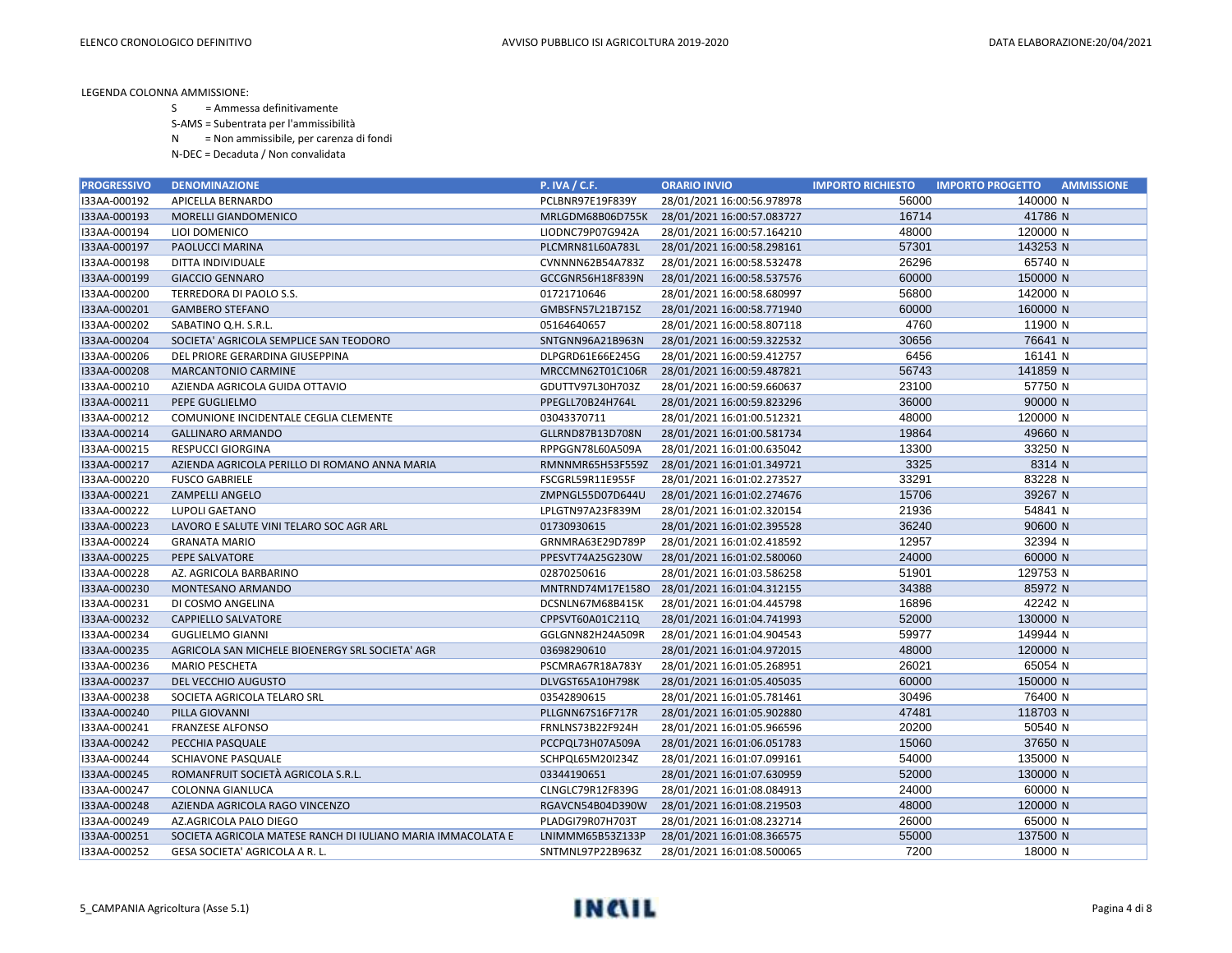LEGENDA COLONNA AMMISSIONE:

S = Ammessa definitivamente

S-AMS = Subentrata per l'ammissibilità

N = Non ammissibile, per carenza di fondi

N-DEC = Decaduta / Non convalidata

| PROGRESSIVO | DENOMINAZIONE | P. IVA / C.F. | ORARIO INVIO | IMPORTO RICHIESTO | IMPORTO PROGETTO | AMMISSIONE |
|---|---|---|---|---|---|---|
| I33AA-000192 | APICELLA BERNARDO | PCLBNR97E19F839Y | 28/01/2021 16:00:56.978978 | 56000 | 140000 | N |
| I33AA-000193 | MORELLI GIANDOMENICO | MRLGDM68B06D755K | 28/01/2021 16:00:57.083727 | 16714 | 41786 | N |
| I33AA-000194 | LIOI DOMENICO | LIODNC79P07G942A | 28/01/2021 16:00:57.164210 | 48000 | 120000 | N |
| I33AA-000197 | PAOLUCCI MARINA | PLCMRN81L60A783L | 28/01/2021 16:00:58.298161 | 57301 | 143253 | N |
| I33AA-000198 | DITTA INDIVIDUALE | CVNNNN62B54A783Z | 28/01/2021 16:00:58.532478 | 26296 | 65740 | N |
| I33AA-000199 | GIACCIO GENNARO | GCCGNR56H18F839N | 28/01/2021 16:00:58.537576 | 60000 | 150000 | N |
| I33AA-000200 | TERREDORA DI PAOLO S.S. | 01721710646 | 28/01/2021 16:00:58.680997 | 56800 | 142000 | N |
| I33AA-000201 | GAMBERO STEFANO | GMBSFN57L21B715Z | 28/01/2021 16:00:58.771940 | 60000 | 160000 | N |
| I33AA-000202 | SABATINO Q.H. S.R.L. | 05164640657 | 28/01/2021 16:00:58.807118 | 4760 | 11900 | N |
| I33AA-000204 | SOCIETA' AGRICOLA SEMPLICE SAN TEODORO | SNTGNN96A21B963N | 28/01/2021 16:00:59.322532 | 30656 | 76641 | N |
| I33AA-000206 | DEL PRIORE GERARDINA GIUSEPPINA | DLPGRD61E66E245G | 28/01/2021 16:00:59.412757 | 6456 | 16141 | N |
| I33AA-000208 | MARCANTONIO CARMINE | MRCCMN62T01C106R | 28/01/2021 16:00:59.487821 | 56743 | 141859 | N |
| I33AA-000210 | AZIENDA AGRICOLA GUIDA OTTAVIO | GDUTTV97L30H703Z | 28/01/2021 16:00:59.660637 | 23100 | 57750 | N |
| I33AA-000211 | PEPE GUGLIELMO | PPEGLL70B24H764L | 28/01/2021 16:00:59.823296 | 36000 | 90000 | N |
| I33AA-000212 | COMUNIONE INCIDENTALE CEGLIA CLEMENTE | 03043370711 | 28/01/2021 16:01:00.512321 | 48000 | 120000 | N |
| I33AA-000214 | GALLINARO ARMANDO | GLLRND87B13D708N | 28/01/2021 16:01:00.581734 | 19864 | 49660 | N |
| I33AA-000215 | RESPUCCI GIORGINA | RPPGGN78L60A509A | 28/01/2021 16:01:00.635042 | 13300 | 33250 | N |
| I33AA-000217 | AZIENDA AGRICOLA PERILLO DI ROMANO ANNA MARIA | RMNNMR65H53F559Z | 28/01/2021 16:01:01.349721 | 3325 | 8314 | N |
| I33AA-000220 | FUSCO GABRIELE | FSCGRL59R11E955F | 28/01/2021 16:01:02.273527 | 33291 | 83228 | N |
| I33AA-000221 | ZAMPELLI ANGELO | ZMPNGL55D07D644U | 28/01/2021 16:01:02.274676 | 15706 | 39267 | N |
| I33AA-000222 | LUPOLI GAETANO | LPLGTN97A23F839M | 28/01/2021 16:01:02.320154 | 21936 | 54841 | N |
| I33AA-000223 | LAVORO E SALUTE VINI TELARO SOC AGR ARL | 01730930615 | 28/01/2021 16:01:02.395528 | 36240 | 90600 | N |
| I33AA-000224 | GRANATA MARIO | GRNMRA63E29D789P | 28/01/2021 16:01:02.418592 | 12957 | 32394 | N |
| I33AA-000225 | PEPE SALVATORE | PPESVT74A25G230W | 28/01/2021 16:01:02.580060 | 24000 | 60000 | N |
| I33AA-000228 | AZ. AGRICOLA BARBARINO | 02870250616 | 28/01/2021 16:01:03.586258 | 51901 | 129753 | N |
| I33AA-000230 | MONTESANO ARMANDO | MNTRND74M17E158O | 28/01/2021 16:01:04.312155 | 34388 | 85972 | N |
| I33AA-000231 | DI COSMO ANGELINA | DCSNLN67M68B415K | 28/01/2021 16:01:04.445798 | 16896 | 42242 | N |
| I33AA-000232 | CAPPIELLO SALVATORE | CPPSVT60A01C211Q | 28/01/2021 16:01:04.741993 | 52000 | 130000 | N |
| I33AA-000234 | GUGLIELMO GIANNI | GGLGNN82H24A509R | 28/01/2021 16:01:04.904543 | 59977 | 149944 | N |
| I33AA-000235 | AGRICOLA SAN MICHELE BIOENERGY SRL SOCIETA' AGR | 03698290610 | 28/01/2021 16:01:04.972015 | 48000 | 120000 | N |
| I33AA-000236 | MARIO PESCHETA | PSCMRA67R18A783Y | 28/01/2021 16:01:05.268951 | 26021 | 65054 | N |
| I33AA-000237 | DEL VECCHIO AUGUSTO | DLVGST65A10H798K | 28/01/2021 16:01:05.405035 | 60000 | 150000 | N |
| I33AA-000238 | SOCIETA AGRICOLA TELARO SRL | 03542890615 | 28/01/2021 16:01:05.781461 | 30496 | 76400 | N |
| I33AA-000240 | PILLA GIOVANNI | PLLGNN67S16F717R | 28/01/2021 16:01:05.902880 | 47481 | 118703 | N |
| I33AA-000241 | FRANZESE ALFONSO | FRNLNS73B22F924H | 28/01/2021 16:01:05.966596 | 20200 | 50540 | N |
| I33AA-000242 | PECCHIA PASQUALE | PCCPQL73H07A509A | 28/01/2021 16:01:06.051783 | 15060 | 37650 | N |
| I33AA-000244 | SCHIAVONE PASQUALE | SCHPQL65M20I234Z | 28/01/2021 16:01:07.099161 | 54000 | 135000 | N |
| I33AA-000245 | ROMANFRUIT SOCIETÀ AGRICOLA S.R.L. | 03344190651 | 28/01/2021 16:01:07.630959 | 52000 | 130000 | N |
| I33AA-000247 | COLONNA GIANLUCA | CLNGLC79R12F839G | 28/01/2021 16:01:08.084913 | 24000 | 60000 | N |
| I33AA-000248 | AZIENDA AGRICOLA RAGO VINCENZO | RGAVCN54B04D390W | 28/01/2021 16:01:08.219503 | 48000 | 120000 | N |
| I33AA-000249 | AZ.AGRICOLA PALO DIEGO | PLADGI79R07H703T | 28/01/2021 16:01:08.232714 | 26000 | 65000 | N |
| I33AA-000251 | SOCIETA AGRICOLA MATESE RANCH DI IULIANO MARIA IMMACOLATA E | LNIMMM65B53Z133P | 28/01/2021 16:01:08.366575 | 55000 | 137500 | N |
| I33AA-000252 | GESA SOCIETA' AGRICOLA A R. L. | SNTMNL97P22B963Z | 28/01/2021 16:01:08.500065 | 7200 | 18000 | N |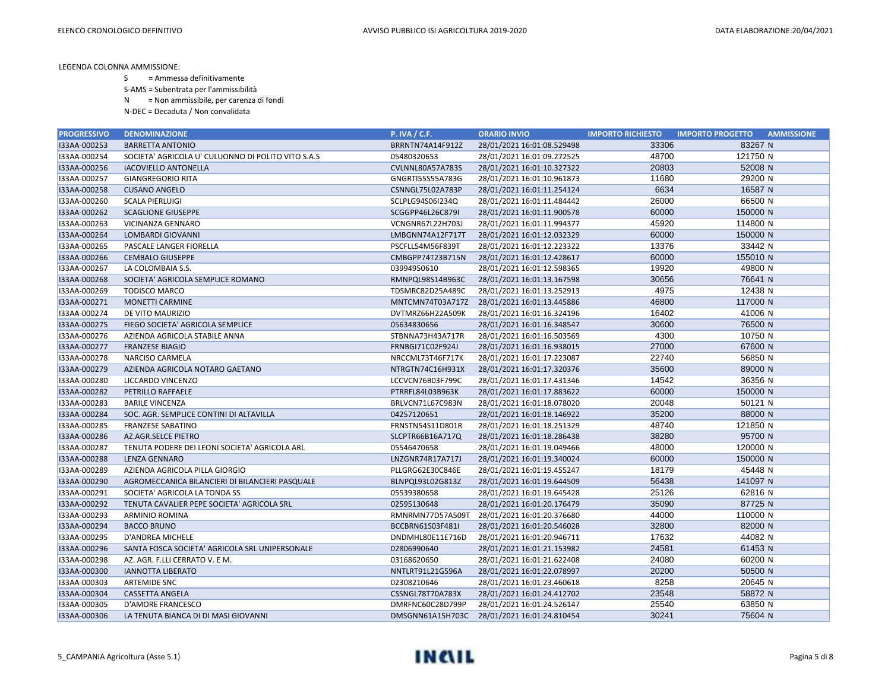LEGENDA COLONNA AMMISSIONE:

S = Ammessa definitivamente
S-AMS = Subentrata per l'ammissibilità
N = Non ammissibile, per carenza di fondi
N-DEC = Decaduta / Non convalidata

| PROGRESSIVO | DENOMINAZIONE | P. IVA / C.F. | ORARIO INVIO | IMPORTO RICHIESTO | IMPORTO PROGETTO | AMMISSIONE |
|---|---|---|---|---|---|---|
| I33AA-000253 | BARRETTA ANTONIO | BRRNTN74A14F912Z | 28/01/2021 16:01:08.529498 | 33306 | 83267 | N |
| I33AA-000254 | SOCIETA' AGRICOLA U' CULUONNO DI POLITO VITO S.A.S | 05480320653 | 28/01/2021 16:01:09.272525 | 48700 | 121750 | N |
| I33AA-000256 | IACOVIELLO ANTONELLA | CVLNNL80A57A783S | 28/01/2021 16:01:10.327322 | 20803 | 52008 | N |
| I33AA-000257 | GIANGREGORIO RITA | GNGRTI55S55A783G | 28/01/2021 16:01:10.961873 | 11680 | 29200 | N |
| I33AA-000258 | CUSANO ANGELO | CSNNGL75L02A783P | 28/01/2021 16:01:11.254124 | 6634 | 16587 | N |
| I33AA-000260 | SCALA PIERLUIGI | SCLPLG94S06I234Q | 28/01/2021 16:01:11.484442 | 26000 | 66500 | N |
| I33AA-000262 | SCAGLIONE GIUSEPPE | SCGGPP46L26C879I | 28/01/2021 16:01:11.900578 | 60000 | 150000 | N |
| I33AA-000263 | VICINANZA GENNARO | VCNGNR67L22H703J | 28/01/2021 16:01:11.994377 | 45920 | 114800 | N |
| I33AA-000264 | LOMBARDI GIOVANNI | LMBGNN74A12F717T | 28/01/2021 16:01:12.032329 | 60000 | 150000 | N |
| I33AA-000265 | PASCALE LANGER FIORELLA | PSCFLL54M56F839T | 28/01/2021 16:01:12.223322 | 13376 | 33442 | N |
| I33AA-000266 | CEMBALO GIUSEPPE | CMBGPP74T23B715N | 28/01/2021 16:01:12.428617 | 60000 | 155010 | N |
| I33AA-000267 | LA COLOMBAIA S.S. | 03994950610 | 28/01/2021 16:01:12.598365 | 19920 | 49800 | N |
| I33AA-000268 | SOCIETA' AGRICOLA SEMPLICE ROMANO | RMNPQL98S14B963C | 28/01/2021 16:01:13.167598 | 30656 | 76641 | N |
| I33AA-000269 | TODISCO MARCO | TDSMRC82D25A489C | 28/01/2021 16:01:13.252913 | 4975 | 12438 | N |
| I33AA-000271 | MONETTI CARMINE | MNTCMN74T03A717Z | 28/01/2021 16:01:13.445886 | 46800 | 117000 | N |
| I33AA-000274 | DE VITO MAURIZIO | DVTMRZ66H22A509K | 28/01/2021 16:01:16.324196 | 16402 | 41006 | N |
| I33AA-000275 | FIEGO SOCIETA' AGRICOLA SEMPLICE | 05634830656 | 28/01/2021 16:01:16.348547 | 30600 | 76500 | N |
| I33AA-000276 | AZIENDA AGRICOLA STABILE ANNA | STBNNA73H43A717R | 28/01/2021 16:01:16.503569 | 4300 | 10750 | N |
| I33AA-000277 | FRANZESE BIAGIO | FRNBGI71C02F924J | 28/01/2021 16:01:16.938015 | 27000 | 67600 | N |
| I33AA-000278 | NARCISO CARMELA | NRCCML73T46F717K | 28/01/2021 16:01:17.223087 | 22740 | 56850 | N |
| I33AA-000279 | AZIENDA AGRICOLA NOTARO GAETANO | NTRGTN74C16H931X | 28/01/2021 16:01:17.320376 | 35600 | 89000 | N |
| I33AA-000280 | LICCARDO VINCENZO | LCCVCN76B03F799C | 28/01/2021 16:01:17.431346 | 14542 | 36356 | N |
| I33AA-000282 | PETRILLO RAFFAELE | PTRRFL84L03B963K | 28/01/2021 16:01:17.883622 | 60000 | 150000 | N |
| I33AA-000283 | BARILE VINCENZA | BRLVCN71L67C983N | 28/01/2021 16:01:18.078020 | 20048 | 50121 | N |
| I33AA-000284 | SOC. AGR. SEMPLICE CONTINI DI ALTAVILLA | 04257120651 | 28/01/2021 16:01:18.146922 | 35200 | 88000 | N |
| I33AA-000285 | FRANZESE SABATINO | FRNSTN54S11D801R | 28/01/2021 16:01:18.251329 | 48740 | 121850 | N |
| I33AA-000286 | AZ.AGR.SELCE PIETRO | SLCPTR66B16A717Q | 28/01/2021 16:01:18.286438 | 38280 | 95700 | N |
| I33AA-000287 | TENUTA PODERE DEI LEONI SOCIETA' AGRICOLA ARL | 05546470658 | 28/01/2021 16:01:19.049466 | 48000 | 120000 | N |
| I33AA-000288 | LENZA GENNARO | LNZGNR74R17A717J | 28/01/2021 16:01:19.340024 | 60000 | 150000 | N |
| I33AA-000289 | AZIENDA AGRICOLA PILLA GIORGIO | PLLGRG62E30C846E | 28/01/2021 16:01:19.455247 | 18179 | 45448 | N |
| I33AA-000290 | AGROMECCANICA BILANCIERI DI BILANCIERI PASQUALE | BLNPQL93L02G813Z | 28/01/2021 16:01:19.644509 | 56438 | 141097 | N |
| I33AA-000291 | SOCIETA' AGRICOLA LA TONDA SS | 05539380658 | 28/01/2021 16:01:19.645428 | 25126 | 62816 | N |
| I33AA-000292 | TENUTA CAVALIER PEPE SOCIETA' AGRICOLA SRL | 02595130648 | 28/01/2021 16:01:20.176479 | 35090 | 87725 | N |
| I33AA-000293 | ARMINIO ROMINA | RMNRMN77D57A509T | 28/01/2021 16:01:20.376680 | 44000 | 110000 | N |
| I33AA-000294 | BACCO BRUNO | BCCBRN61S03F481I | 28/01/2021 16:01:20.546028 | 32800 | 82000 | N |
| I33AA-000295 | D'ANDREA MICHELE | DNDMHL80E11E716D | 28/01/2021 16:01:20.946711 | 17632 | 44082 | N |
| I33AA-000296 | SANTA FOSCA SOCIETA' AGRICOLA SRL UNIPERSONALE | 02806990640 | 28/01/2021 16:01:21.153982 | 24581 | 61453 | N |
| I33AA-000298 | AZ. AGR. F.LLI CERRATO V. E M. | 03168620650 | 28/01/2021 16:01:21.622408 | 24080 | 60200 | N |
| I33AA-000300 | IANNOTTA LIBERATO | NNTLRT91L21G596A | 28/01/2021 16:01:22.078997 | 20200 | 50500 | N |
| I33AA-000303 | ARTEMIDE SNC | 02308210646 | 28/01/2021 16:01:23.460618 | 8258 | 20645 | N |
| I33AA-000304 | CASSETTA ANGELA | CSSNGL78T70A783X | 28/01/2021 16:01:24.412702 | 23548 | 58872 | N |
| I33AA-000305 | D'AMORE FRANCESCO | DMRFNC60C28D799P | 28/01/2021 16:01:24.526147 | 25540 | 63850 | N |
| I33AA-000306 | LA TENUTA BIANCA DI DI MASI GIOVANNI | DMSGNN61A15H703C | 28/01/2021 16:01:24.810454 | 30241 | 75604 | N |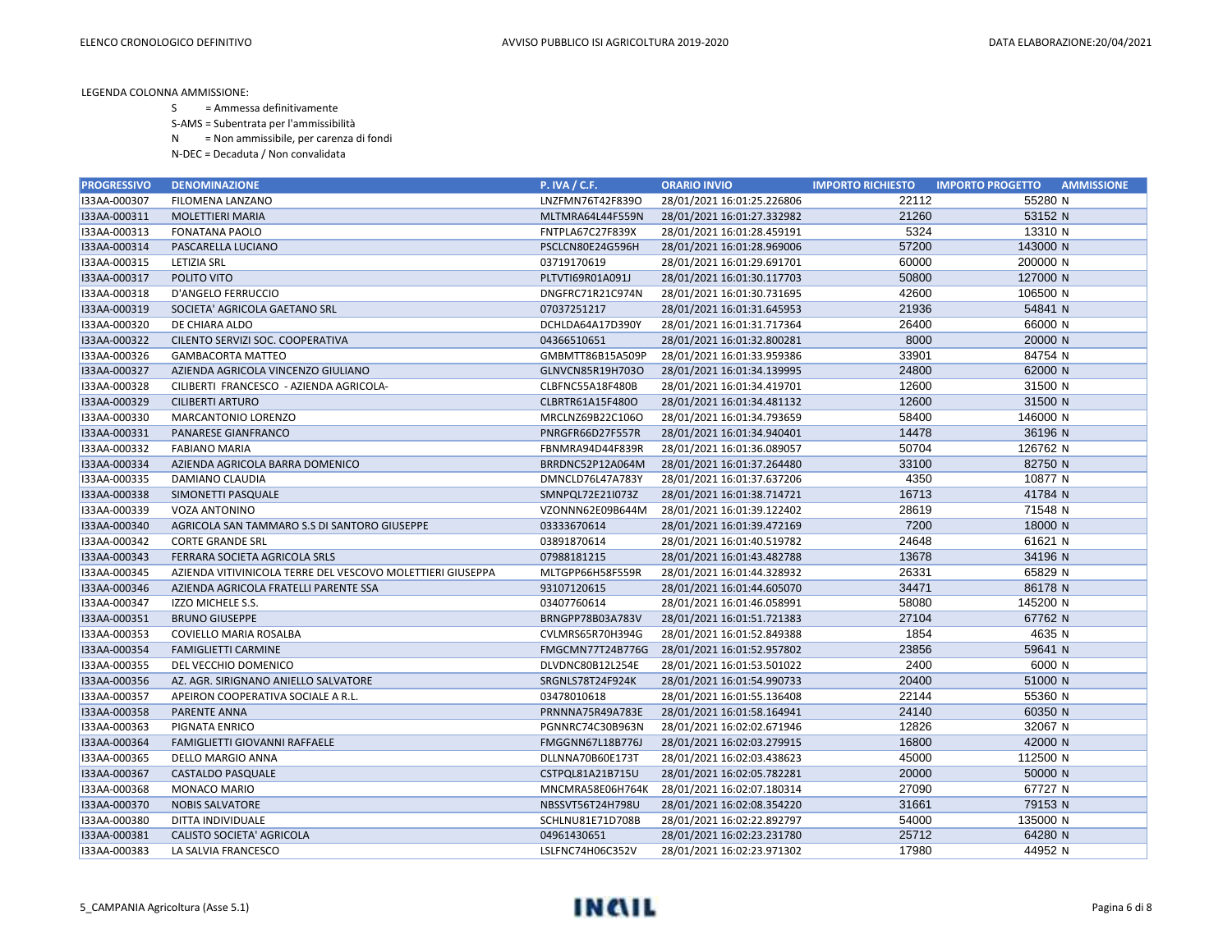LEGENDA COLONNA AMMISSIONE:

- S = Ammessa definitivamente
- S-AMS = Subentrata per l'ammissibilità
- N = Non ammissibile, per carenza di fondi
- N-DEC = Decaduta / Non convalidata

| PROGRESSIVO | DENOMINAZIONE | P. IVA / C.F. | ORARIO INVIO | IMPORTO RICHIESTO | IMPORTO PROGETTO | AMMISSIONE |
|---|---|---|---|---|---|---|
| I33AA-000307 | FILOMENA LANZANO | LNZFMN76T42F839O | 28/01/2021 16:01:25.226806 | 22112 | 55280 | N |
| I33AA-000311 | MOLETTIERI MARIA | MLTMRA64L44F559N | 28/01/2021 16:01:27.332982 | 21260 | 53152 | N |
| I33AA-000313 | FONATANA PAOLO | FNTPLA67C27F839X | 28/01/2021 16:01:28.459191 | 5324 | 13310 | N |
| I33AA-000314 | PASCARELLA LUCIANO | PSCLCN80E24G596H | 28/01/2021 16:01:28.969006 | 57200 | 143000 | N |
| I33AA-000315 | LETIZIA SRL | 03719170619 | 28/01/2021 16:01:29.691701 | 60000 | 200000 | N |
| I33AA-000317 | POLITO VITO | PLTVTI69R01A091J | 28/01/2021 16:01:30.117703 | 50800 | 127000 | N |
| I33AA-000318 | D'ANGELO FERRUCCIO | DNGFRC71R21C974N | 28/01/2021 16:01:30.731695 | 42600 | 106500 | N |
| I33AA-000319 | SOCIETA' AGRICOLA GAETANO SRL | 07037251217 | 28/01/2021 16:01:31.645953 | 21936 | 54841 | N |
| I33AA-000320 | DE CHIARA ALDO | DCHLDA64A17D390Y | 28/01/2021 16:01:31.717364 | 26400 | 66000 | N |
| I33AA-000322 | CILENTO SERVIZI SOC. COOPERATIVA | 04366510651 | 28/01/2021 16:01:32.800281 | 8000 | 20000 | N |
| I33AA-000326 | GAMBACORTA MATTEO | GMBMTT86B15A509P | 28/01/2021 16:01:33.959386 | 33901 | 84754 | N |
| I33AA-000327 | AZIENDA AGRICOLA VINCENZO GIULIANO | GLNVCN85R19H703O | 28/01/2021 16:01:34.139995 | 24800 | 62000 | N |
| I33AA-000328 | CILIBERTI FRANCESCO - AZIENDA AGRICOLA- | CLBFNC55A18F480B | 28/01/2021 16:01:34.419701 | 12600 | 31500 | N |
| I33AA-000329 | CILIBERTI ARTURO | CLBRTR61A15F480O | 28/01/2021 16:01:34.481132 | 12600 | 31500 | N |
| I33AA-000330 | MARCANTONIO LORENZO | MRCLNZ69B22C106O | 28/01/2021 16:01:34.793659 | 58400 | 146000 | N |
| I33AA-000331 | PANARESE GIANFRANCO | PNRGFR66D27F557R | 28/01/2021 16:01:34.940401 | 14478 | 36196 | N |
| I33AA-000332 | FABIANO MARIA | FBNMRA94D44F839R | 28/01/2021 16:01:36.089057 | 50704 | 126762 | N |
| I33AA-000334 | AZIENDA AGRICOLA BARRA DOMENICO | BRRDNC52P12A064M | 28/01/2021 16:01:37.264480 | 33100 | 82750 | N |
| I33AA-000335 | DAMIANO CLAUDIA | DMNCLD76L47A783Y | 28/01/2021 16:01:37.637206 | 4350 | 10877 | N |
| I33AA-000338 | SIMONETTI PASQUALE | SMNPQL72E21I073Z | 28/01/2021 16:01:38.714721 | 16713 | 41784 | N |
| I33AA-000339 | VOZA ANTONINO | VZONNN62E09B644M | 28/01/2021 16:01:39.122402 | 28619 | 71548 | N |
| I33AA-000340 | AGRICOLA SAN TAMMARO S.S DI SANTORO GIUSEPPE | 03333670614 | 28/01/2021 16:01:39.472169 | 7200 | 18000 | N |
| I33AA-000342 | CORTE GRANDE SRL | 03891870614 | 28/01/2021 16:01:40.519782 | 24648 | 61621 | N |
| I33AA-000343 | FERRARA SOCIETA AGRICOLA SRLS | 07988181215 | 28/01/2021 16:01:43.482788 | 13678 | 34196 | N |
| I33AA-000345 | AZIENDA VITIVINICOLA TERRE DEL VESCOVO MOLETTIERI GIUSEPPA | MLTGPP66H58F559R | 28/01/2021 16:01:44.328932 | 26331 | 65829 | N |
| I33AA-000346 | AZIENDA AGRICOLA FRATELLI PARENTE SSA | 93107120615 | 28/01/2021 16:01:44.605070 | 34471 | 86178 | N |
| I33AA-000347 | IZZO MICHELE S.S. | 03407760614 | 28/01/2021 16:01:46.058991 | 58080 | 145200 | N |
| I33AA-000351 | BRUNO GIUSEPPE | BRNGPP78B03A783V | 28/01/2021 16:01:51.721383 | 27104 | 67762 | N |
| I33AA-000353 | COVIELLO MARIA ROSALBA | CVLMRS65R70H394G | 28/01/2021 16:01:52.849388 | 1854 | 4635 | N |
| I33AA-000354 | FAMIGLIETTI CARMINE | FMGCMN77T24B776G | 28/01/2021 16:01:52.957802 | 23856 | 59641 | N |
| I33AA-000355 | DEL VECCHIO DOMENICO | DLVDNC80B12L254E | 28/01/2021 16:01:53.501022 | 2400 | 6000 | N |
| I33AA-000356 | AZ. AGR. SIRIGNANO ANIELLO SALVATORE | SRGNLS78T24F924K | 28/01/2021 16:01:54.990733 | 20400 | 51000 | N |
| I33AA-000357 | APEIRON COOPERATIVA SOCIALE A R.L. | 03478010618 | 28/01/2021 16:01:55.136408 | 22144 | 55360 | N |
| I33AA-000358 | PARENTE ANNA | PRNNNA75R49A783E | 28/01/2021 16:01:58.164941 | 24140 | 60350 | N |
| I33AA-000363 | PIGNATA ENRICO | PGNNRC74C30B963N | 28/01/2021 16:02:02.671946 | 12826 | 32067 | N |
| I33AA-000364 | FAMIGLIETTI GIOVANNI RAFFAELE | FMGGNN67L18B776J | 28/01/2021 16:02:03.279915 | 16800 | 42000 | N |
| I33AA-000365 | DELLO MARGIO ANNA | DLLNNA70B60E173T | 28/01/2021 16:02:03.438623 | 45000 | 112500 | N |
| I33AA-000367 | CASTALDO PASQUALE | CSTPQL81A21B715U | 28/01/2021 16:02:05.782281 | 20000 | 50000 | N |
| I33AA-000368 | MONACO MARIO | MNCMRA58E06H764K | 28/01/2021 16:02:07.180314 | 27090 | 67727 | N |
| I33AA-000370 | NOBIS SALVATORE | NBSSVT56T24H798U | 28/01/2021 16:02:08.354220 | 31661 | 79153 | N |
| I33AA-000380 | DITTA INDIVIDUALE | SCHLNU81E71D708B | 28/01/2021 16:02:22.892797 | 54000 | 135000 | N |
| I33AA-000381 | CALISTO SOCIETA' AGRICOLA | 04961430651 | 28/01/2021 16:02:23.231780 | 25712 | 64280 | N |
| I33AA-000383 | LA SALVIA FRANCESCO | LSLFNC74H06C352V | 28/01/2021 16:02:23.971302 | 17980 | 44952 | N |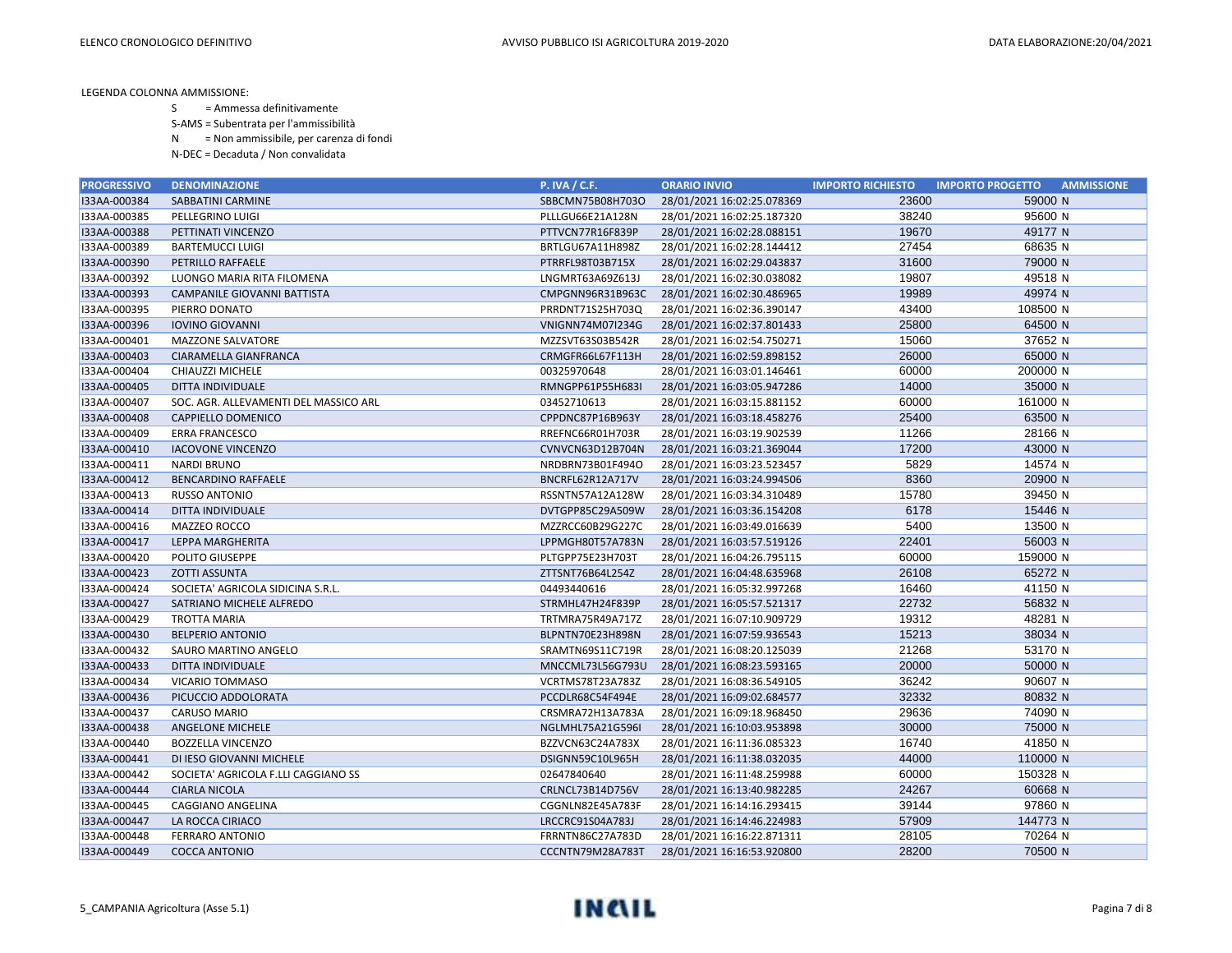LEGENDA COLONNA AMMISSIONE:

S = Ammessa definitivamente

S-AMS = Subentrata per l'ammissibilità

N = Non ammissibile, per carenza di fondi

N-DEC = Decaduta / Non convalidata

| PROGRESSIVO | DENOMINAZIONE | P. IVA / C.F. | ORARIO INVIO | IMPORTO RICHIESTO | IMPORTO PROGETTO | AMMISSIONE |
|---|---|---|---|---|---|---|
| I33AA-000384 | SABBATINI CARMINE | SBBCMN75B08H703O | 28/01/2021 16:02:25.078369 | 23600 | 59000 | N |
| I33AA-000385 | PELLEGRINO LUIGI | PLLLGU66E21A128N | 28/01/2021 16:02:25.187320 | 38240 | 95600 | N |
| I33AA-000388 | PETTINATI VINCENZO | PTTVCN77R16F839P | 28/01/2021 16:02:28.088151 | 19670 | 49177 | N |
| I33AA-000389 | BARTEMUCCI LUIGI | BRTLGU67A11H898Z | 28/01/2021 16:02:28.144412 | 27454 | 68635 | N |
| I33AA-000390 | PETRILLO RAFFAELE | PTRRFL98T03B715X | 28/01/2021 16:02:29.043837 | 31600 | 79000 | N |
| I33AA-000392 | LUONGO MARIA RITA FILOMENA | LNGMRT63A69Z613J | 28/01/2021 16:02:30.038082 | 19807 | 49518 | N |
| I33AA-000393 | CAMPANILE GIOVANNI BATTISTA | CMPGNN96R31B963C | 28/01/2021 16:02:30.486965 | 19989 | 49974 | N |
| I33AA-000395 | PIERRO DONATO | PRRDNT71S25H703Q | 28/01/2021 16:02:36.390147 | 43400 | 108500 | N |
| I33AA-000396 | IOVINO GIOVANNI | VNIGNN74M07I234G | 28/01/2021 16:02:37.801433 | 25800 | 64500 | N |
| I33AA-000401 | MAZZONE SALVATORE | MZZSVT63S03B542R | 28/01/2021 16:02:54.750271 | 15060 | 37652 | N |
| I33AA-000403 | CIARAMELLA GIANFRANCA | CRMGFR66L67F113H | 28/01/2021 16:02:59.898152 | 26000 | 65000 | N |
| I33AA-000404 | CHIAUZZI MICHELE | 00325970648 | 28/01/2021 16:03:01.146461 | 60000 | 200000 | N |
| I33AA-000405 | DITTA INDIVIDUALE | RMNGPP61P55H683I | 28/01/2021 16:03:05.947286 | 14000 | 35000 | N |
| I33AA-000407 | SOC. AGR. ALLEVAMENTI DEL MASSICO ARL | 03452710613 | 28/01/2021 16:03:15.881152 | 60000 | 161000 | N |
| I33AA-000408 | CAPPIELLO DOMENICO | CPPDNC87P16B963Y | 28/01/2021 16:03:18.458276 | 25400 | 63500 | N |
| I33AA-000409 | ERRA FRANCESCO | RREFNC66R01H703R | 28/01/2021 16:03:19.902539 | 11266 | 28166 | N |
| I33AA-000410 | IACOVONE VINCENZO | CVNVCN63D12B704N | 28/01/2021 16:03:21.369044 | 17200 | 43000 | N |
| I33AA-000411 | NARDI BRUNO | NRDBRN73B01F494O | 28/01/2021 16:03:23.523457 | 5829 | 14574 | N |
| I33AA-000412 | BENCARDINO RAFFAELE | BNCRFL62R12A717V | 28/01/2021 16:03:24.994506 | 8360 | 20900 | N |
| I33AA-000413 | RUSSO ANTONIO | RSSNTN57A12A128W | 28/01/2021 16:03:34.310489 | 15780 | 39450 | N |
| I33AA-000414 | DITTA INDIVIDUALE | DVTGPP85C29A509W | 28/01/2021 16:03:36.154208 | 6178 | 15446 | N |
| I33AA-000416 | MAZZEO ROCCO | MZZRCC60B29G227C | 28/01/2021 16:03:49.016639 | 5400 | 13500 | N |
| I33AA-000417 | LEPPA MARGHERITA | LPPMGH80T57A783N | 28/01/2021 16:03:57.519126 | 22401 | 56003 | N |
| I33AA-000420 | POLITO GIUSEPPE | PLTGPP75E23H703T | 28/01/2021 16:04:26.795115 | 60000 | 159000 | N |
| I33AA-000423 | ZOTTI ASSUNTA | ZTTSNT76B64L254Z | 28/01/2021 16:04:48.635968 | 26108 | 65272 | N |
| I33AA-000424 | SOCIETA' AGRICOLA SIDICINA S.R.L. | 04493440616 | 28/01/2021 16:05:32.997268 | 16460 | 41150 | N |
| I33AA-000427 | SATRIANO MICHELE ALFREDO | STRMHL47H24F839P | 28/01/2021 16:05:57.521317 | 22732 | 56832 | N |
| I33AA-000429 | TROTTA MARIA | TRTMRA75R49A717Z | 28/01/2021 16:07:10.909729 | 19312 | 48281 | N |
| I33AA-000430 | BELPERIO ANTONIO | BLPNTN70E23H898N | 28/01/2021 16:07:59.936543 | 15213 | 38034 | N |
| I33AA-000432 | SAURO MARTINO ANGELO | SRAMTN69S11C719R | 28/01/2021 16:08:20.125039 | 21268 | 53170 | N |
| I33AA-000433 | DITTA INDIVIDUALE | MNCCML73L56G793U | 28/01/2021 16:08:23.593165 | 20000 | 50000 | N |
| I33AA-000434 | VICARIO TOMMASO | VCRTMS78T23A783Z | 28/01/2021 16:08:36.549105 | 36242 | 90607 | N |
| I33AA-000436 | PICUCCIO ADDOLORATA | PCCDLR68C54F494E | 28/01/2021 16:09:02.684577 | 32332 | 80832 | N |
| I33AA-000437 | CARUSO MARIO | CRSMRA72H13A783A | 28/01/2021 16:09:18.968450 | 29636 | 74090 | N |
| I33AA-000438 | ANGELONE MICHELE | NGLMHL75A21G596I | 28/01/2021 16:10:03.953898 | 30000 | 75000 | N |
| I33AA-000440 | BOZZELLA VINCENZO | BZZVCN63C24A783X | 28/01/2021 16:11:36.085323 | 16740 | 41850 | N |
| I33AA-000441 | DI IESO GIOVANNI MICHELE | DSIGNN59C10L965H | 28/01/2021 16:11:38.032035 | 44000 | 110000 | N |
| I33AA-000442 | SOCIETA' AGRICOLA F.LLI CAGGIANO SS | 02647840640 | 28/01/2021 16:11:48.259988 | 60000 | 150328 | N |
| I33AA-000444 | CIARLA NICOLA | CRLNCL73B14D756V | 28/01/2021 16:13:40.982285 | 24267 | 60668 | N |
| I33AA-000445 | CAGGIANO ANGELINA | CGGNLN82E45A783F | 28/01/2021 16:14:16.293415 | 39144 | 97860 | N |
| I33AA-000447 | LA ROCCA CIRIACO | LRCCRC91S04A783J | 28/01/2021 16:14:46.224983 | 57909 | 144773 | N |
| I33AA-000448 | FERRARO ANTONIO | FRRNTN86C27A783D | 28/01/2021 16:16:22.871311 | 28105 | 70264 | N |
| I33AA-000449 | COCCA ANTONIO | CCCNTN79M28A783T | 28/01/2021 16:16:53.920800 | 28200 | 70500 | N |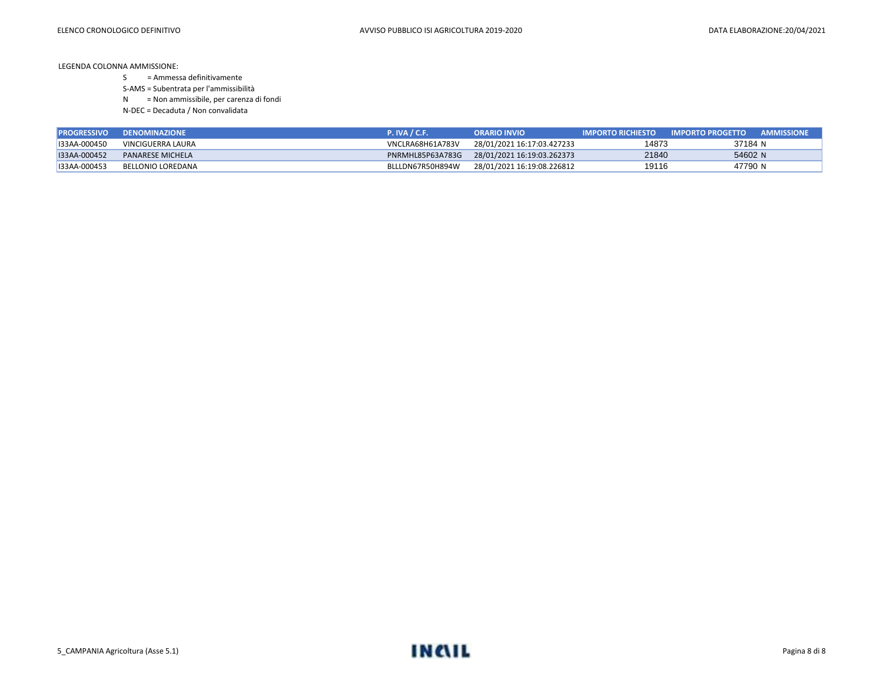LEGENDA COLONNA AMMISSIONE:

S = Ammessa definitivamente
S-AMS = Subentrata per l'ammissibilità
N = Non ammissibile, per carenza di fondi
N-DEC = Decaduta / Non convalidata

| PROGRESSIVO | DENOMINAZIONE | P. IVA / C.F. | ORARIO INVIO | IMPORTO RICHIESTO | IMPORTO PROGETTO | AMMISSIONE |
|---|---|---|---|---|---|---|
| I33AA-000450 | VINCIGUERRA LAURA | VNCLRA68H61A783V | 28/01/2021 16:17:03.427233 | 14873 | 37184 | N |
| I33AA-000452 | PANARESE MICHELA | PNRMHL85P63A783G | 28/01/2021 16:19:03.262373 | 21840 | 54602 | N |
| I33AA-000453 | BELLONIO LOREDANA | BLLLDN67R50H894W | 28/01/2021 16:19:08.226812 | 19116 | 47790 | N |